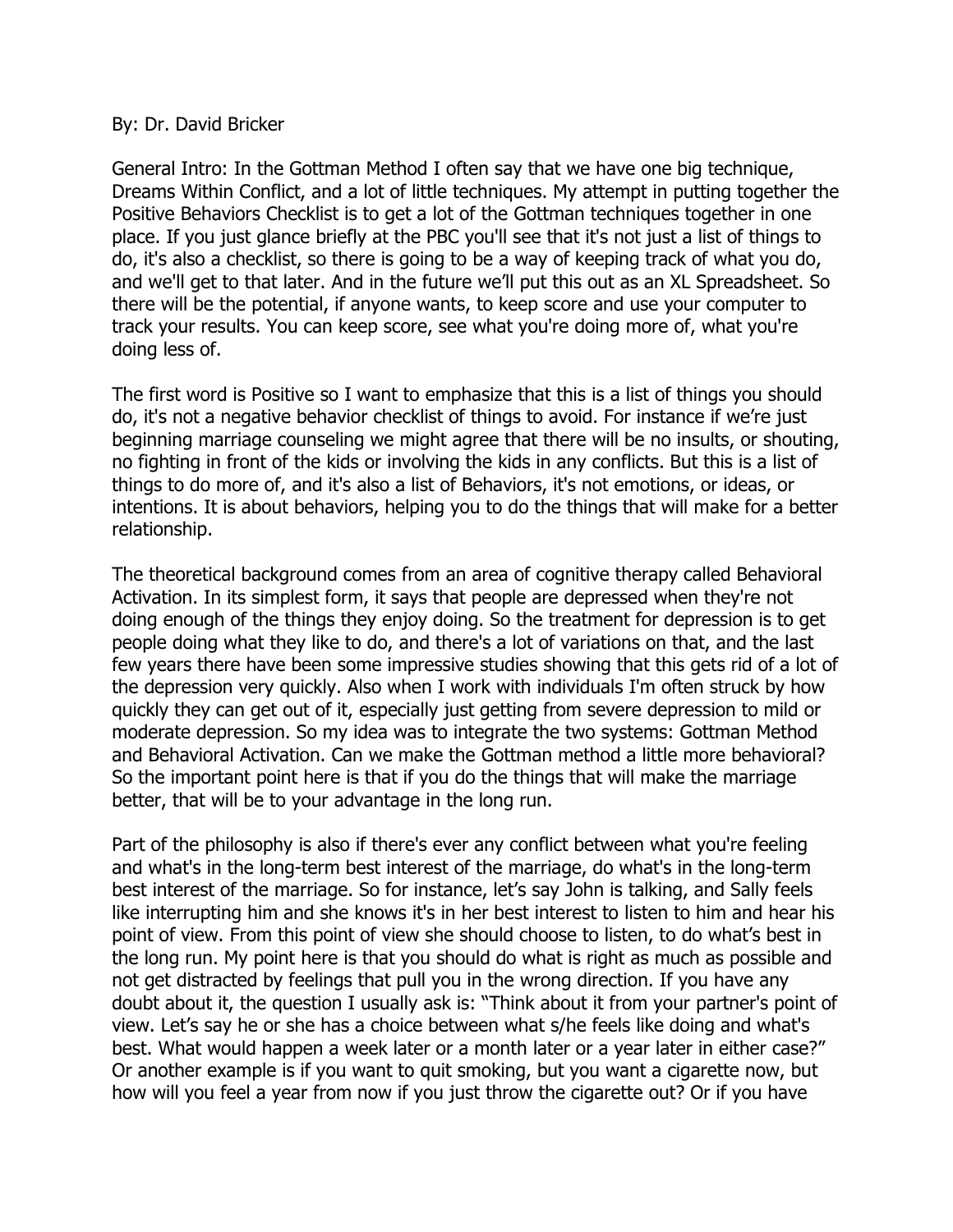By: Dr. David Bricker

General Intro: In the Gottman Method I often say that we have one big technique, Dreams Within Conflict, and a lot of little techniques. My attempt in putting together the Positive Behaviors Checklist is to get a lot of the Gottman techniques together in one place. If you just glance briefly at the PBC you'll see that it's not just a list of things to do, it's also a checklist, so there is going to be a way of keeping track of what you do, and we'll get to that later. And in the future we'll put this out as an XL Spreadsheet. So there will be the potential, if anyone wants, to keep score and use your computer to track your results. You can keep score, see what you're doing more of, what you're doing less of.

The first word is Positive so I want to emphasize that this is a list of things you should do, it's not a negative behavior checklist of things to avoid. For instance if we're just beginning marriage counseling we might agree that there will be no insults, or shouting, no fighting in front of the kids or involving the kids in any conflicts. But this is a list of things to do more of, and it's also a list of Behaviors, it's not emotions, or ideas, or intentions. It is about behaviors, helping you to do the things that will make for a better relationship.

The theoretical background comes from an area of cognitive therapy called Behavioral Activation. In its simplest form, it says that people are depressed when they're not doing enough of the things they enjoy doing. So the treatment for depression is to get people doing what they like to do, and there's a lot of variations on that, and the last few years there have been some impressive studies showing that this gets rid of a lot of the depression very quickly. Also when I work with individuals I'm often struck by how quickly they can get out of it, especially just getting from severe depression to mild or moderate depression. So my idea was to integrate the two systems: Gottman Method and Behavioral Activation. Can we make the Gottman method a little more behavioral? So the important point here is that if you do the things that will make the marriage better, that will be to your advantage in the long run.

Part of the philosophy is also if there's ever any conflict between what you're feeling and what's in the long-term best interest of the marriage, do what's in the long-term best interest of the marriage. So for instance, let's say John is talking, and Sally feels like interrupting him and she knows it's in her best interest to listen to him and hear his point of view. From this point of view she should choose to listen, to do what's best in the long run. My point here is that you should do what is right as much as possible and not get distracted by feelings that pull you in the wrong direction. If you have any doubt about it, the question I usually ask is: "Think about it from your partner's point of view. Let's say he or she has a choice between what s/he feels like doing and what's best. What would happen a week later or a month later or a year later in either case?" Or another example is if you want to quit smoking, but you want a cigarette now, but how will you feel a year from now if you just throw the cigarette out? Or if you have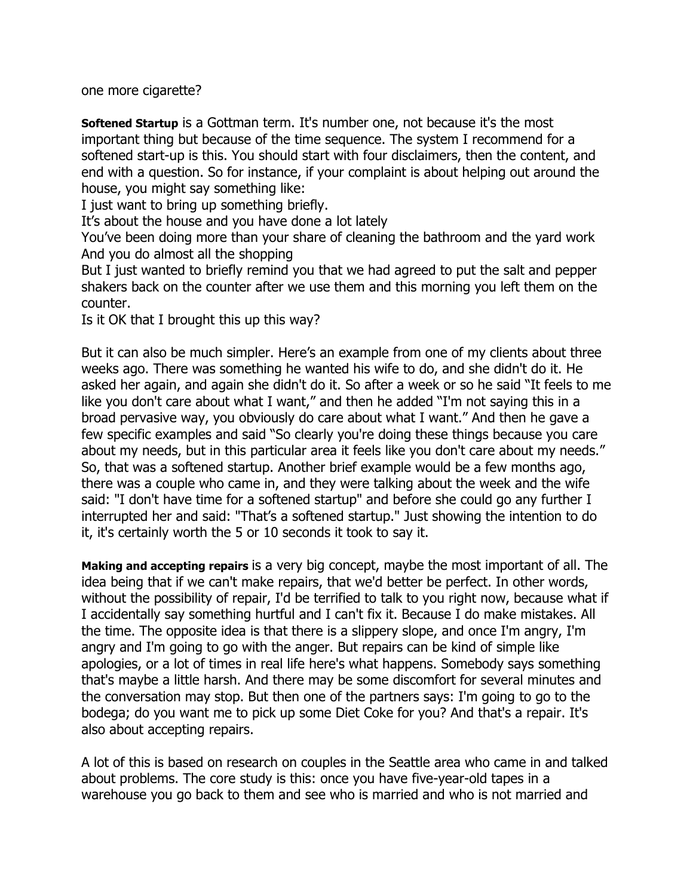one more cigarette?

**Softened Startup** is a Gottman term. It's number one, not because it's the most important thing but because of the time sequence. The system I recommend for a softened start-up is this. You should start with four disclaimers, then the content, and end with a question. So for instance, if your complaint is about helping out around the house, you might say something like:

I just want to bring up something briefly.
It's about the house and you have done a lot lately
You've been doing more than your share of cleaning the bathroom and the yard work
And you do almost all the shopping
But I just wanted to briefly remind you that we had agreed to put the salt and pepper shakers back on the counter after we use them and this morning you left them on the counter.
Is it OK that I brought this up this way?

But it can also be much simpler. Here's an example from one of my clients about three weeks ago. There was something he wanted his wife to do, and she didn't do it. He asked her again, and again she didn't do it. So after a week or so he said "It feels to me like you don't care about what I want," and then he added "I'm not saying this in a broad pervasive way, you obviously do care about what I want." And then he gave a few specific examples and said "So clearly you're doing these things because you care about my needs, but in this particular area it feels like you don't care about my needs." So, that was a softened startup. Another brief example would be a few months ago, there was a couple who came in, and they were talking about the week and the wife said: "I don't have time for a softened startup" and before she could go any further I interrupted her and said: "That's a softened startup." Just showing the intention to do it, it's certainly worth the 5 or 10 seconds it took to say it.

**Making and accepting repairs** is a very big concept, maybe the most important of all. The idea being that if we can't make repairs, that we'd better be perfect. In other words, without the possibility of repair, I'd be terrified to talk to you right now, because what if I accidentally say something hurtful and I can't fix it. Because I do make mistakes. All the time. The opposite idea is that there is a slippery slope, and once I'm angry, I'm angry and I'm going to go with the anger. But repairs can be kind of simple like apologies, or a lot of times in real life here's what happens. Somebody says something that's maybe a little harsh. And there may be some discomfort for several minutes and the conversation may stop. But then one of the partners says: I'm going to go to the bodega; do you want me to pick up some Diet Coke for you? And that's a repair. It's also about accepting repairs.

A lot of this is based on research on couples in the Seattle area who came in and talked about problems. The core study is this: once you have five-year-old tapes in a warehouse you go back to them and see who is married and who is not married and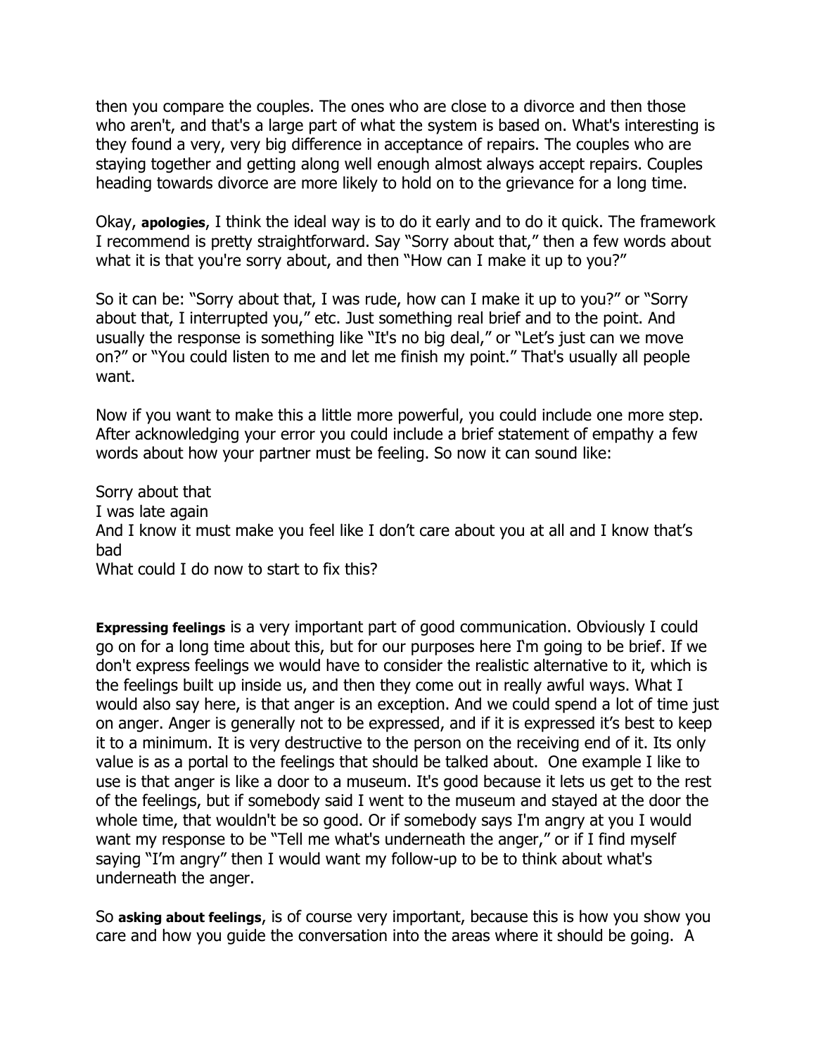then you compare the couples. The ones who are close to a divorce and then those who aren't, and that's a large part of what the system is based on. What's interesting is they found a very, very big difference in acceptance of repairs. The couples who are staying together and getting along well enough almost always accept repairs. Couples heading towards divorce are more likely to hold on to the grievance for a long time.

Okay, **apologies**, I think the ideal way is to do it early and to do it quick. The framework I recommend is pretty straightforward. Say "Sorry about that," then a few words about what it is that you're sorry about, and then "How can I make it up to you?"

So it can be: "Sorry about that, I was rude, how can I make it up to you?" or "Sorry about that, I interrupted you," etc. Just something real brief and to the point. And usually the response is something like "It's no big deal," or "Let's just can we move on?" or "You could listen to me and let me finish my point." That's usually all people want.

Now if you want to make this a little more powerful, you could include one more step. After acknowledging your error you could include a brief statement of empathy a few words about how your partner must be feeling. So now it can sound like:

Sorry about that
I was late again
And I know it must make you feel like I don't care about you at all and I know that's bad
What could I do now to start to fix this?

**Expressing feelings** is a very important part of good communication. Obviously I could go on for a long time about this, but for our purposes here I'm going to be brief. If we don't express feelings we would have to consider the realistic alternative to it, which is the feelings built up inside us, and then they come out in really awful ways. What I would also say here, is that anger is an exception. And we could spend a lot of time just on anger. Anger is generally not to be expressed, and if it is expressed it's best to keep it to a minimum. It is very destructive to the person on the receiving end of it. Its only value is as a portal to the feelings that should be talked about. One example I like to use is that anger is like a door to a museum. It's good because it lets us get to the rest of the feelings, but if somebody said I went to the museum and stayed at the door the whole time, that wouldn't be so good. Or if somebody says I'm angry at you I would want my response to be "Tell me what's underneath the anger," or if I find myself saying "I'm angry" then I would want my follow-up to be to think about what's underneath the anger.

So **asking about feelings**, is of course very important, because this is how you show you care and how you guide the conversation into the areas where it should be going. A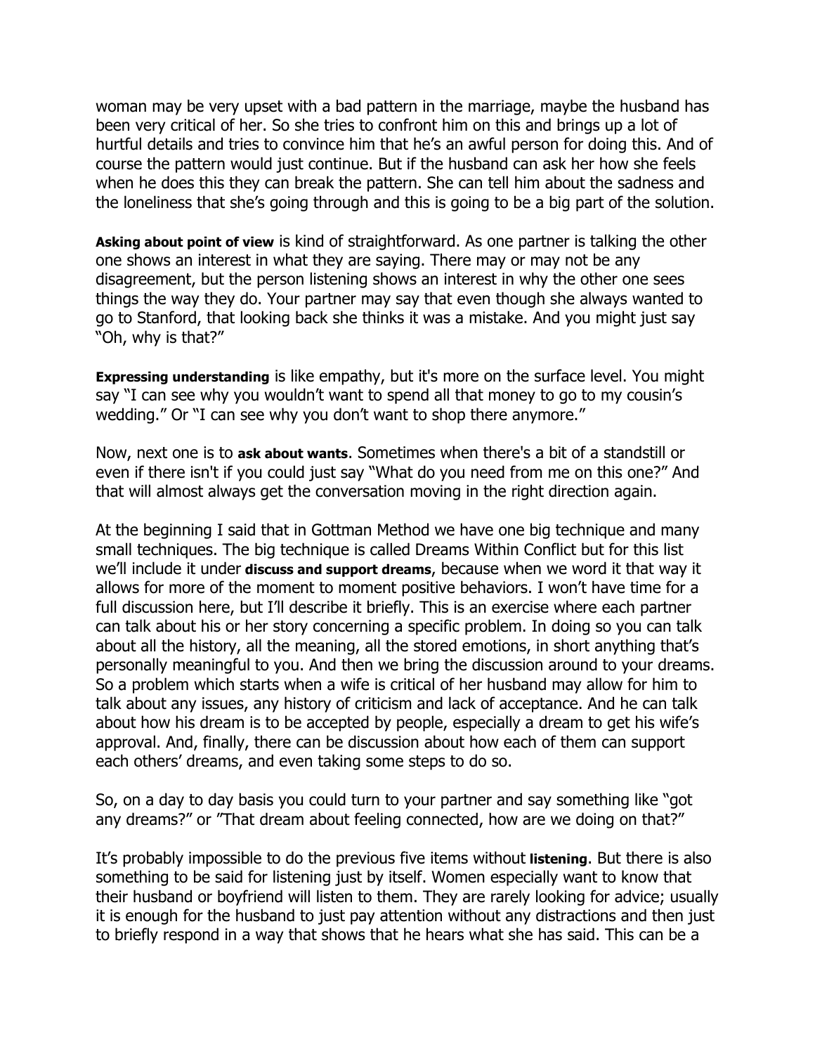woman may be very upset with a bad pattern in the marriage, maybe the husband has been very critical of her. So she tries to confront him on this and brings up a lot of hurtful details and tries to convince him that he's an awful person for doing this. And of course the pattern would just continue. But if the husband can ask her how she feels when he does this they can break the pattern. She can tell him about the sadness and the loneliness that she's going through and this is going to be a big part of the solution.

**Asking about point of view** is kind of straightforward. As one partner is talking the other one shows an interest in what they are saying. There may or may not be any disagreement, but the person listening shows an interest in why the other one sees things the way they do. Your partner may say that even though she always wanted to go to Stanford, that looking back she thinks it was a mistake. And you might just say "Oh, why is that?"

**Expressing understanding** is like empathy, but it's more on the surface level. You might say "I can see why you wouldn't want to spend all that money to go to my cousin's wedding." Or "I can see why you don't want to shop there anymore."

Now, next one is to **ask about wants**. Sometimes when there's a bit of a standstill or even if there isn't if you could just say "What do you need from me on this one?" And that will almost always get the conversation moving in the right direction again.

At the beginning I said that in Gottman Method we have one big technique and many small techniques. The big technique is called Dreams Within Conflict but for this list we'll include it under **discuss and support dreams**, because when we word it that way it allows for more of the moment to moment positive behaviors. I won't have time for a full discussion here, but I'll describe it briefly. This is an exercise where each partner can talk about his or her story concerning a specific problem. In doing so you can talk about all the history, all the meaning, all the stored emotions, in short anything that's personally meaningful to you. And then we bring the discussion around to your dreams. So a problem which starts when a wife is critical of her husband may allow for him to talk about any issues, any history of criticism and lack of acceptance. And he can talk about how his dream is to be accepted by people, especially a dream to get his wife's approval. And, finally, there can be discussion about how each of them can support each others' dreams, and even taking some steps to do so.

So, on a day to day basis you could turn to your partner and say something like "got any dreams?" or "That dream about feeling connected, how are we doing on that?"

It's probably impossible to do the previous five items without **listening**. But there is also something to be said for listening just by itself. Women especially want to know that their husband or boyfriend will listen to them. They are rarely looking for advice; usually it is enough for the husband to just pay attention without any distractions and then just to briefly respond in a way that shows that he hears what she has said. This can be a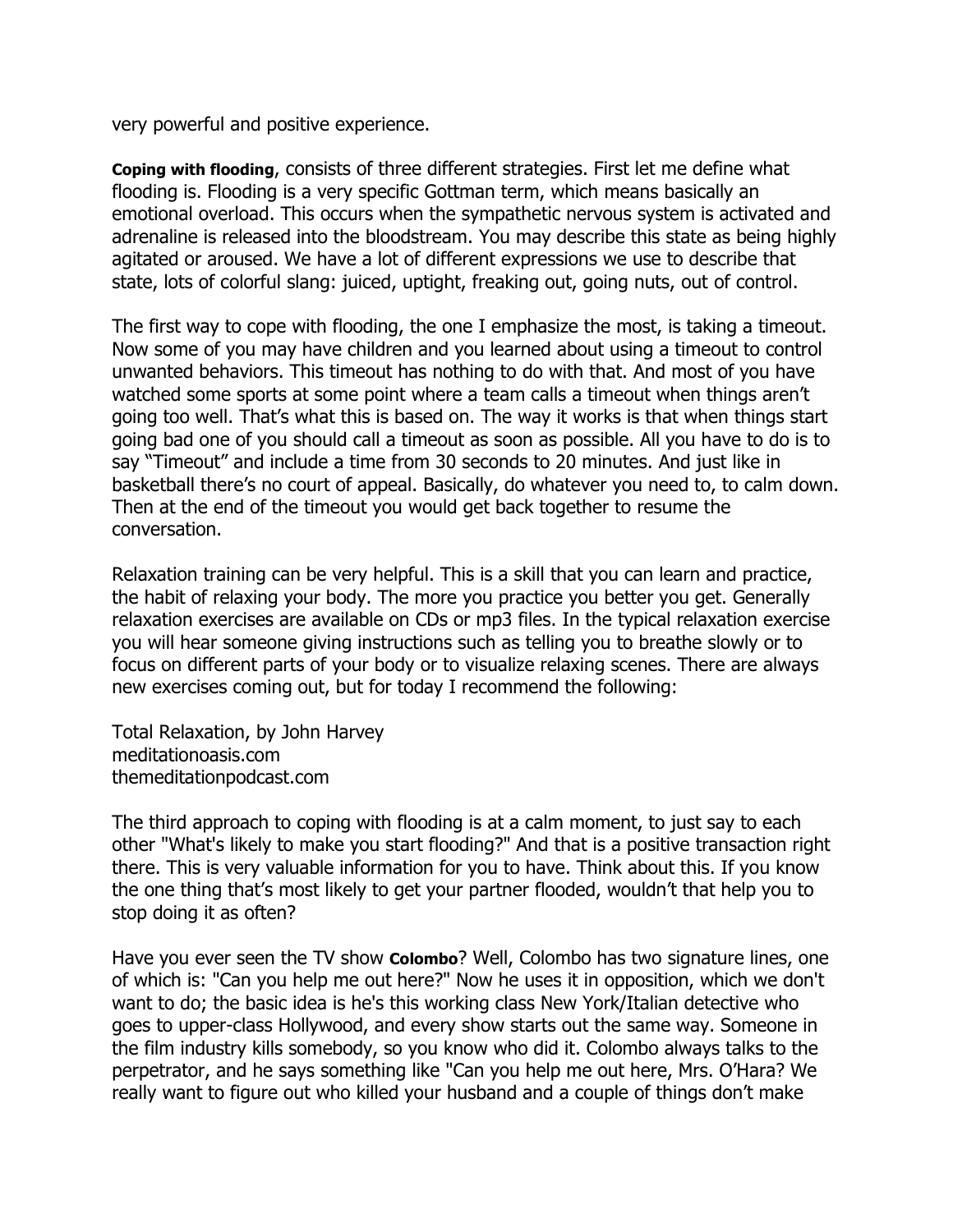very powerful and positive experience.

**Coping with flooding**, consists of three different strategies. First let me define what flooding is. Flooding is a very specific Gottman term, which means basically an emotional overload. This occurs when the sympathetic nervous system is activated and adrenaline is released into the bloodstream. You may describe this state as being highly agitated or aroused. We have a lot of different expressions we use to describe that state, lots of colorful slang: juiced, uptight, freaking out, going nuts, out of control.

The first way to cope with flooding, the one I emphasize the most, is taking a timeout. Now some of you may have children and you learned about using a timeout to control unwanted behaviors. This timeout has nothing to do with that. And most of you have watched some sports at some point where a team calls a timeout when things aren't going too well. That's what this is based on. The way it works is that when things start going bad one of you should call a timeout as soon as possible. All you have to do is to say "Timeout" and include a time from 30 seconds to 20 minutes. And just like in basketball there's no court of appeal. Basically, do whatever you need to, to calm down. Then at the end of the timeout you would get back together to resume the conversation.

Relaxation training can be very helpful. This is a skill that you can learn and practice, the habit of relaxing your body. The more you practice you better you get. Generally relaxation exercises are available on CDs or mp3 files. In the typical relaxation exercise you will hear someone giving instructions such as telling you to breathe slowly or to focus on different parts of your body or to visualize relaxing scenes. There are always new exercises coming out, but for today I recommend the following:

Total Relaxation, by John Harvey
meditationoasis.com
themeditationpodcast.com

The third approach to coping with flooding is at a calm moment, to just say to each other "What's likely to make you start flooding?" And that is a positive transaction right there. This is very valuable information for you to have. Think about this. If you know the one thing that's most likely to get your partner flooded, wouldn't that help you to stop doing it as often?

Have you ever seen the TV show **Colombo**? Well, Colombo has two signature lines, one of which is: "Can you help me out here?" Now he uses it in opposition, which we don't want to do; the basic idea is he's this working class New York/Italian detective who goes to upper-class Hollywood, and every show starts out the same way. Someone in the film industry kills somebody, so you know who did it. Colombo always talks to the perpetrator, and he says something like "Can you help me out here, Mrs. O'Hara? We really want to figure out who killed your husband and a couple of things don't make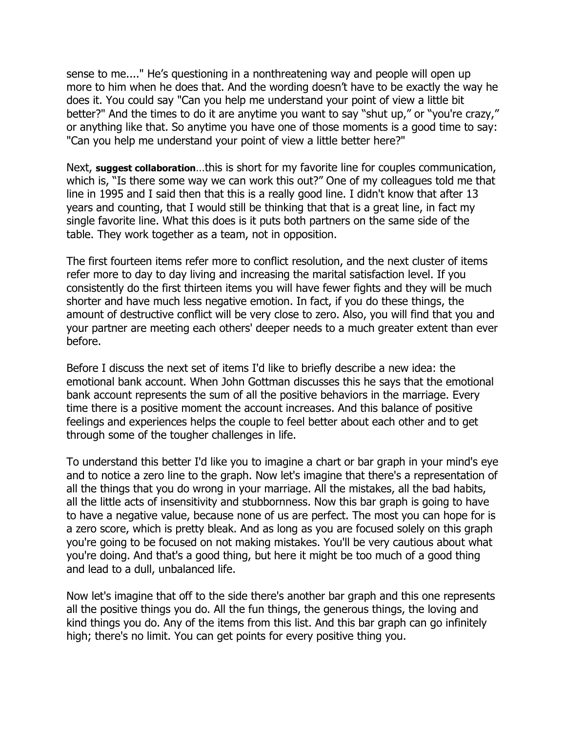sense to me...." He's questioning in a nonthreatening way and people will open up more to him when he does that. And the wording doesn't have to be exactly the way he does it. You could say "Can you help me understand your point of view a little bit better?" And the times to do it are anytime you want to say "shut up," or "you're crazy," or anything like that. So anytime you have one of those moments is a good time to say: "Can you help me understand your point of view a little better here?"

Next, **suggest collaboration**…this is short for my favorite line for couples communication, which is, "Is there some way we can work this out?" One of my colleagues told me that line in 1995 and I said then that this is a really good line. I didn't know that after 13 years and counting, that I would still be thinking that that is a great line, in fact my single favorite line. What this does is it puts both partners on the same side of the table. They work together as a team, not in opposition.

The first fourteen items refer more to conflict resolution, and the next cluster of items refer more to day to day living and increasing the marital satisfaction level. If you consistently do the first thirteen items you will have fewer fights and they will be much shorter and have much less negative emotion. In fact, if you do these things, the amount of destructive conflict will be very close to zero. Also, you will find that you and your partner are meeting each others' deeper needs to a much greater extent than ever before.

Before I discuss the next set of items I'd like to briefly describe a new idea: the emotional bank account. When John Gottman discusses this he says that the emotional bank account represents the sum of all the positive behaviors in the marriage. Every time there is a positive moment the account increases. And this balance of positive feelings and experiences helps the couple to feel better about each other and to get through some of the tougher challenges in life.

To understand this better I'd like you to imagine a chart or bar graph in your mind's eye and to notice a zero line to the graph. Now let's imagine that there's a representation of all the things that you do wrong in your marriage. All the mistakes, all the bad habits, all the little acts of insensitivity and stubbornness. Now this bar graph is going to have to have a negative value, because none of us are perfect. The most you can hope for is a zero score, which is pretty bleak. And as long as you are focused solely on this graph you're going to be focused on not making mistakes. You'll be very cautious about what you're doing. And that's a good thing, but here it might be too much of a good thing and lead to a dull, unbalanced life.

Now let's imagine that off to the side there's another bar graph and this one represents all the positive things you do. All the fun things, the generous things, the loving and kind things you do. Any of the items from this list. And this bar graph can go infinitely high; there's no limit. You can get points for every positive thing you.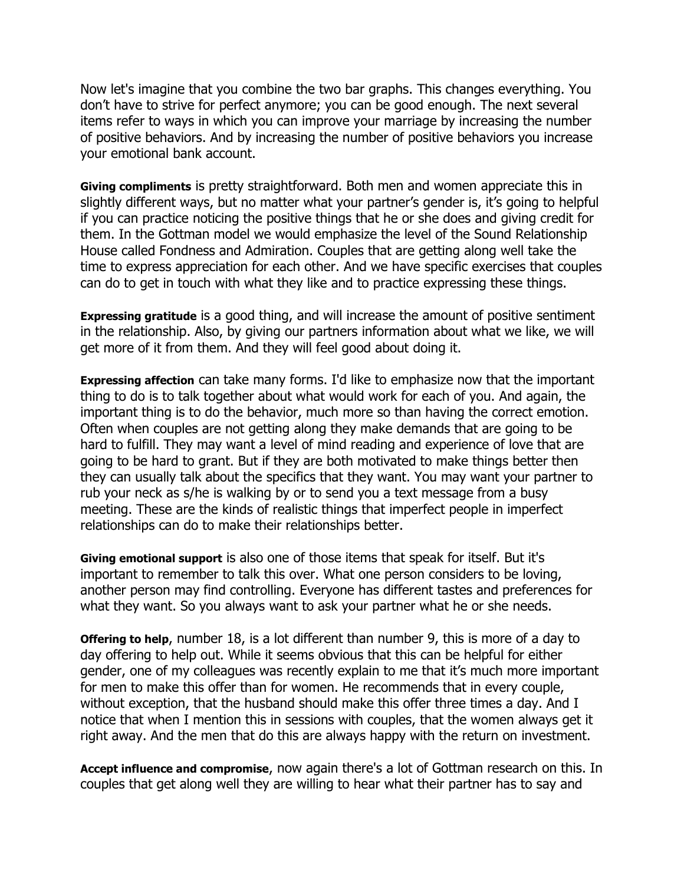Now let's imagine that you combine the two bar graphs. This changes everything. You don't have to strive for perfect anymore; you can be good enough. The next several items refer to ways in which you can improve your marriage by increasing the number of positive behaviors. And by increasing the number of positive behaviors you increase your emotional bank account.

**Giving compliments** is pretty straightforward. Both men and women appreciate this in slightly different ways, but no matter what your partner's gender is, it's going to helpful if you can practice noticing the positive things that he or she does and giving credit for them. In the Gottman model we would emphasize the level of the Sound Relationship House called Fondness and Admiration. Couples that are getting along well take the time to express appreciation for each other. And we have specific exercises that couples can do to get in touch with what they like and to practice expressing these things.

**Expressing gratitude** is a good thing, and will increase the amount of positive sentiment in the relationship. Also, by giving our partners information about what we like, we will get more of it from them. And they will feel good about doing it.

**Expressing affection** can take many forms. I'd like to emphasize now that the important thing to do is to talk together about what would work for each of you. And again, the important thing is to do the behavior, much more so than having the correct emotion. Often when couples are not getting along they make demands that are going to be hard to fulfill. They may want a level of mind reading and experience of love that are going to be hard to grant. But if they are both motivated to make things better then they can usually talk about the specifics that they want. You may want your partner to rub your neck as s/he is walking by or to send you a text message from a busy meeting. These are the kinds of realistic things that imperfect people in imperfect relationships can do to make their relationships better.

**Giving emotional support** is also one of those items that speak for itself. But it's important to remember to talk this over. What one person considers to be loving, another person may find controlling. Everyone has different tastes and preferences for what they want. So you always want to ask your partner what he or she needs.

**Offering to help**, number 18, is a lot different than number 9, this is more of a day to day offering to help out. While it seems obvious that this can be helpful for either gender, one of my colleagues was recently explain to me that it's much more important for men to make this offer than for women. He recommends that in every couple, without exception, that the husband should make this offer three times a day. And I notice that when I mention this in sessions with couples, that the women always get it right away. And the men that do this are always happy with the return on investment.

**Accept influence and compromise**, now again there's a lot of Gottman research on this. In couples that get along well they are willing to hear what their partner has to say and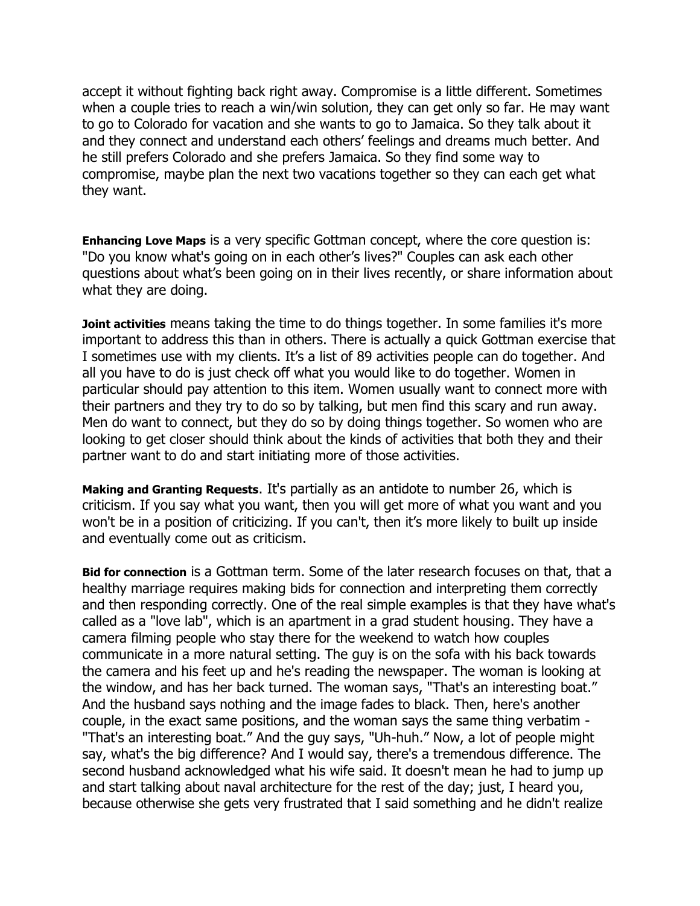accept it without fighting back right away. Compromise is a little different. Sometimes when a couple tries to reach a win/win solution, they can get only so far. He may want to go to Colorado for vacation and she wants to go to Jamaica. So they talk about it and they connect and understand each others' feelings and dreams much better. And he still prefers Colorado and she prefers Jamaica. So they find some way to compromise, maybe plan the next two vacations together so they can each get what they want.

**Enhancing Love Maps** is a very specific Gottman concept, where the core question is: "Do you know what's going on in each other's lives?" Couples can ask each other questions about what's been going on in their lives recently, or share information about what they are doing.

**Joint activities** means taking the time to do things together. In some families it's more important to address this than in others. There is actually a quick Gottman exercise that I sometimes use with my clients. It's a list of 89 activities people can do together. And all you have to do is just check off what you would like to do together. Women in particular should pay attention to this item. Women usually want to connect more with their partners and they try to do so by talking, but men find this scary and run away. Men do want to connect, but they do so by doing things together. So women who are looking to get closer should think about the kinds of activities that both they and their partner want to do and start initiating more of those activities.

**Making and Granting Requests**. It's partially as an antidote to number 26, which is criticism. If you say what you want, then you will get more of what you want and you won't be in a position of criticizing. If you can't, then it's more likely to built up inside and eventually come out as criticism.

**Bid for connection** is a Gottman term. Some of the later research focuses on that, that a healthy marriage requires making bids for connection and interpreting them correctly and then responding correctly. One of the real simple examples is that they have what's called as a "love lab", which is an apartment in a grad student housing. They have a camera filming people who stay there for the weekend to watch how couples communicate in a more natural setting. The guy is on the sofa with his back towards the camera and his feet up and he's reading the newspaper. The woman is looking at the window, and has her back turned. The woman says, "That's an interesting boat." And the husband says nothing and the image fades to black. Then, here's another couple, in the exact same positions, and the woman says the same thing verbatim - "That's an interesting boat." And the guy says, "Uh-huh." Now, a lot of people might say, what's the big difference? And I would say, there's a tremendous difference. The second husband acknowledged what his wife said. It doesn't mean he had to jump up and start talking about naval architecture for the rest of the day; just, I heard you, because otherwise she gets very frustrated that I said something and he didn't realize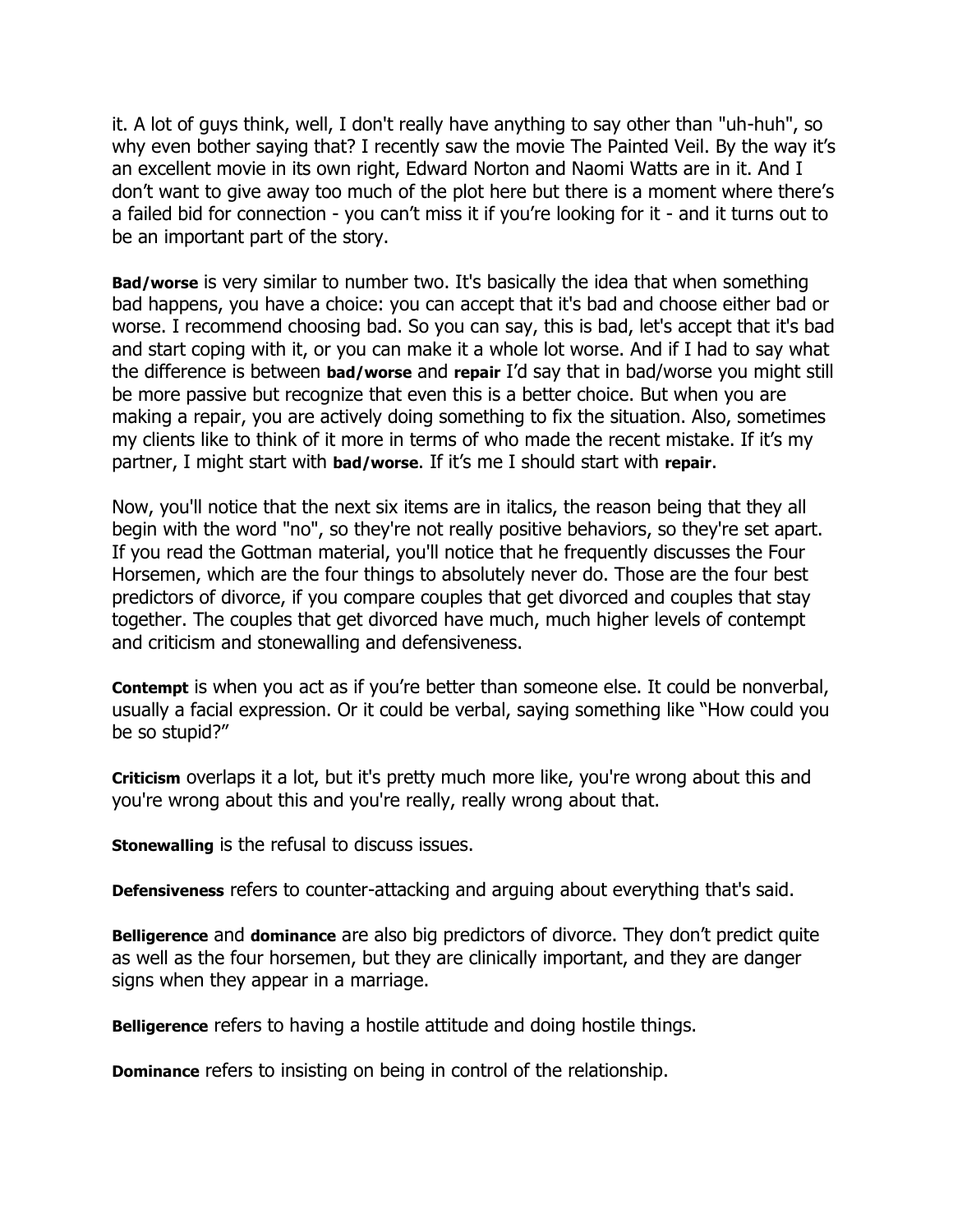it. A lot of guys think, well, I don't really have anything to say other than "uh-huh", so why even bother saying that? I recently saw the movie The Painted Veil. By the way it's an excellent movie in its own right, Edward Norton and Naomi Watts are in it. And I don't want to give away too much of the plot here but there is a moment where there's a failed bid for connection - you can't miss it if you're looking for it - and it turns out to be an important part of the story.

**Bad/worse** is very similar to number two. It's basically the idea that when something bad happens, you have a choice: you can accept that it's bad and choose either bad or worse. I recommend choosing bad. So you can say, this is bad, let's accept that it's bad and start coping with it, or you can make it a whole lot worse. And if I had to say what the difference is between **bad/worse** and **repair** I'd say that in bad/worse you might still be more passive but recognize that even this is a better choice. But when you are making a repair, you are actively doing something to fix the situation. Also, sometimes my clients like to think of it more in terms of who made the recent mistake. If it's my partner, I might start with **bad/worse**. If it's me I should start with **repair**.

Now, you'll notice that the next six items are in italics, the reason being that they all begin with the word "no", so they're not really positive behaviors, so they're set apart. If you read the Gottman material, you'll notice that he frequently discusses the Four Horsemen, which are the four things to absolutely never do. Those are the four best predictors of divorce, if you compare couples that get divorced and couples that stay together. The couples that get divorced have much, much higher levels of contempt and criticism and stonewalling and defensiveness.

**Contempt** is when you act as if you're better than someone else. It could be nonverbal, usually a facial expression. Or it could be verbal, saying something like "How could you be so stupid?"

**Criticism** overlaps it a lot, but it's pretty much more like, you're wrong about this and you're wrong about this and you're really, really wrong about that.

**Stonewalling** is the refusal to discuss issues.

**Defensiveness** refers to counter-attacking and arguing about everything that's said.

**Belligerence** and **dominance** are also big predictors of divorce. They don't predict quite as well as the four horsemen, but they are clinically important, and they are danger signs when they appear in a marriage.

**Belligerence** refers to having a hostile attitude and doing hostile things.

**Dominance** refers to insisting on being in control of the relationship.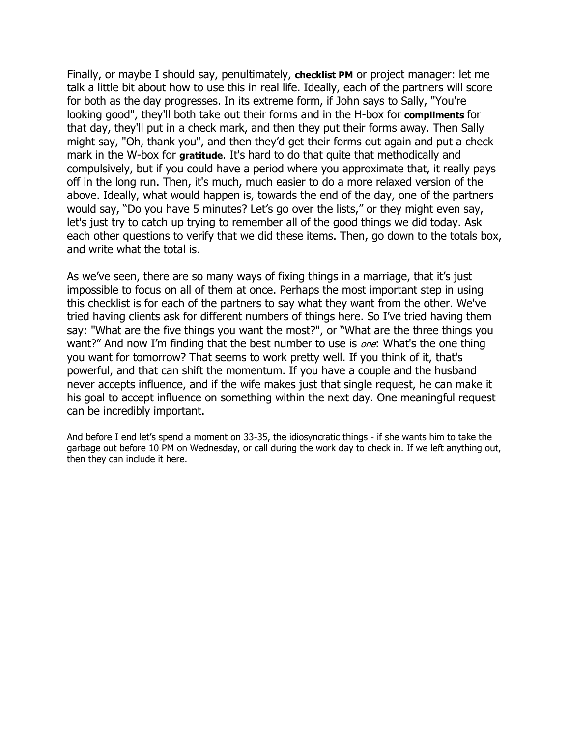Finally, or maybe I should say, penultimately, **checklist PM** or project manager: let me talk a little bit about how to use this in real life. Ideally, each of the partners will score for both as the day progresses. In its extreme form, if John says to Sally, "You're looking good", they'll both take out their forms and in the H-box for **compliments** for that day, they'll put in a check mark, and then they put their forms away. Then Sally might say, "Oh, thank you", and then they'd get their forms out again and put a check mark in the W-box for **gratitude**. It's hard to do that quite that methodically and compulsively, but if you could have a period where you approximate that, it really pays off in the long run. Then, it's much, much easier to do a more relaxed version of the above. Ideally, what would happen is, towards the end of the day, one of the partners would say, "Do you have 5 minutes? Let's go over the lists," or they might even say, let's just try to catch up trying to remember all of the good things we did today. Ask each other questions to verify that we did these items. Then, go down to the totals box, and write what the total is.

As we've seen, there are so many ways of fixing things in a marriage, that it's just impossible to focus on all of them at once. Perhaps the most important step in using this checklist is for each of the partners to say what they want from the other. We've tried having clients ask for different numbers of things here. So I've tried having them say: "What are the five things you want the most?", or "What are the three things you want?" And now I'm finding that the best number to use is *one*: What's the one thing you want for tomorrow? That seems to work pretty well. If you think of it, that's powerful, and that can shift the momentum. If you have a couple and the husband never accepts influence, and if the wife makes just that single request, he can make it his goal to accept influence on something within the next day. One meaningful request can be incredibly important.

And before I end let's spend a moment on 33-35, the idiosyncratic things - if she wants him to take the garbage out before 10 PM on Wednesday, or call during the work day to check in. If we left anything out, then they can include it here.